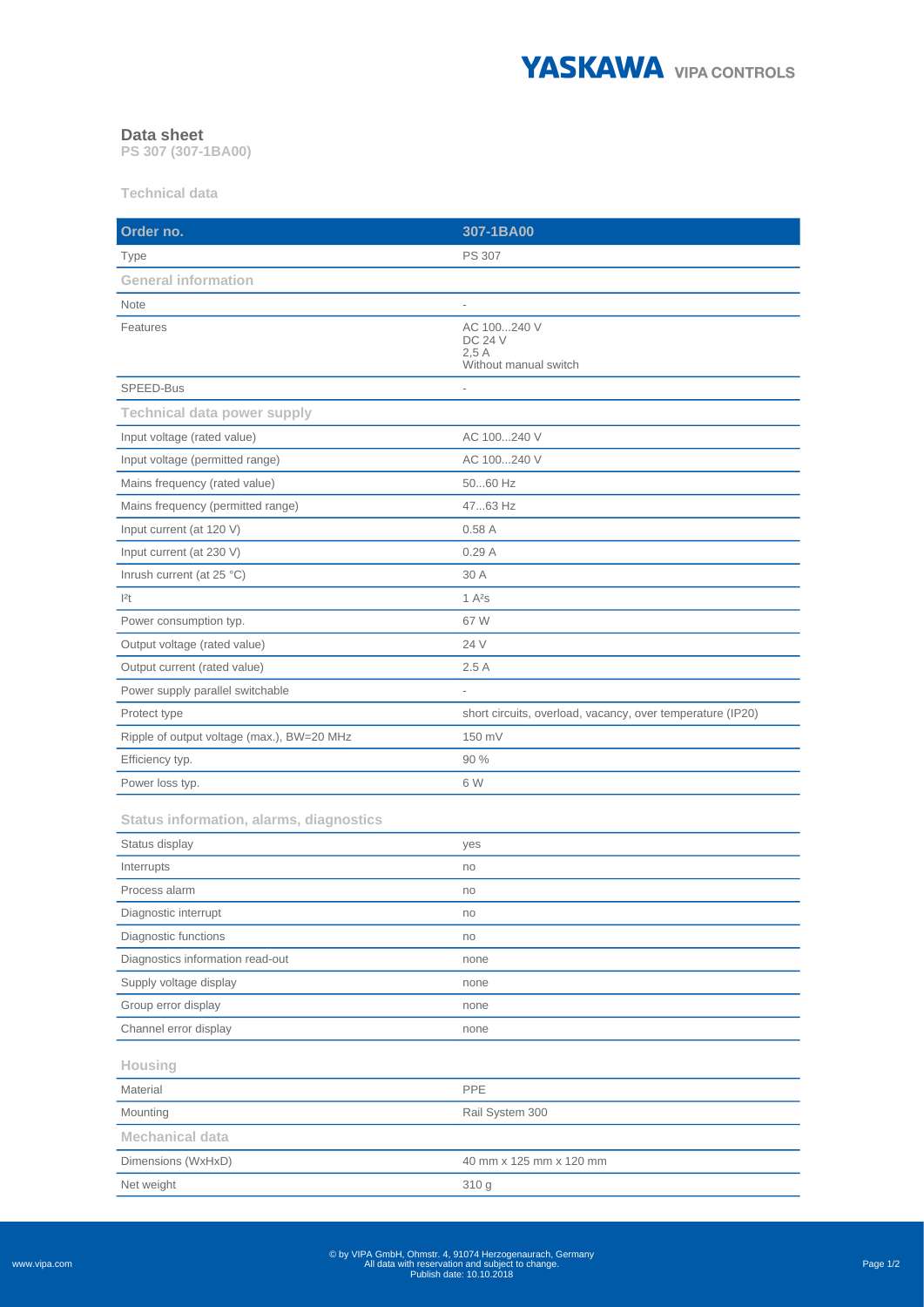# Data sheet

**PS 307 (307-1BA00)**

## Technical data

| Order no. | 307-1BA00 |
| --- | --- |
| Type | PS 307 |
| **General information** | |
| Note | - |
| Features | AC 100...240 V<br>DC 24 V<br>2,5 A<br>Without manual switch |
| SPEED-Bus | - |
| **Technical data power supply** | |
| Input voltage (rated value) | AC 100...240 V |
| Input voltage (permitted range) | AC 100...240 V |
| Mains frequency (rated value) | 50...60 Hz |
| Mains frequency (permitted range) | 47...63 Hz |
| Input current (at 120 V) | 0.58 A |
| Input current (at 230 V) | 0.29 A |
| Inrush current (at 25 °C) | 30 A |
| $I^2t$ | 1 $A^2s$ |
| Power consumption typ. | 67 W |
| Output voltage (rated value) | 24 V |
| Output current (rated value) | 2.5 A |
| Power supply parallel switchable | - |
| Protect type | short circuits, overload, vacancy, over temperature (IP20) |
| Ripple of output voltage (max.), BW=20 MHz | 150 mV |
| Efficiency typ. | 90 % |
| Power loss typ. | 6 W |
| **Status information, alarms, diagnostics** | |
| Status display | yes |
| Interrupts | no |
| Process alarm | no |
| Diagnostic interrupt | no |
| Diagnostic functions | no |
| Diagnostics information read-out | none |
| Supply voltage display | none |
| Group error display | none |
| Channel error display | none |
| **Housing** | |
| Material | PPE |
| Mounting | Rail System 300 |
| **Mechanical data** | |
| Dimensions (WxHxD) | 40 mm x 125 mm x 120 mm |
| Net weight | 310 g |

© by VIPA GmbH, Ohmstr. 4, 91074 Herzogenaurach, Germany
All data with reservation and subject to change.
Publish date: 10.10.2018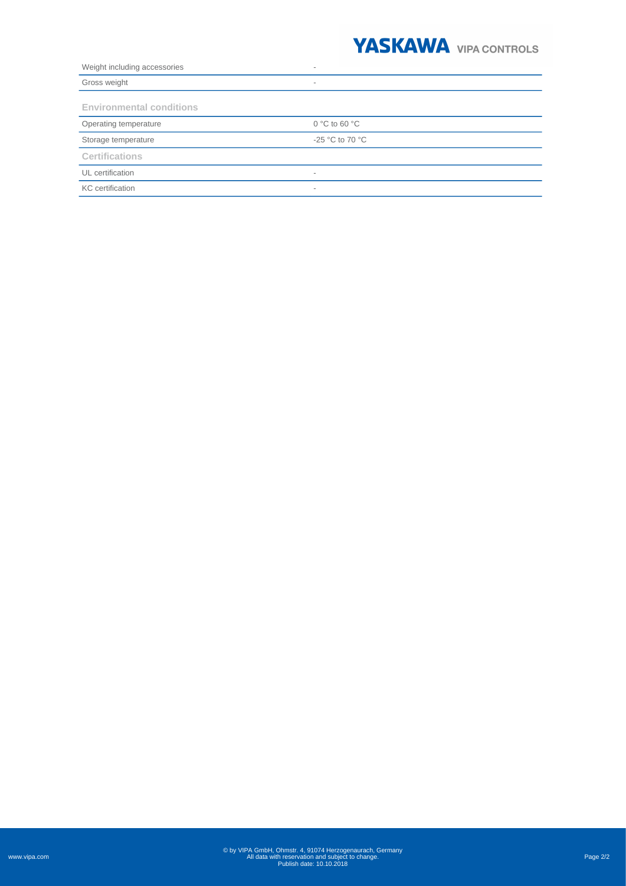| | |
|---|---|
| Weight including accessories | - |
| Gross weight | - |

## Environmental conditions

| | |
|---|---|
| Operating temperature | 0 °C to 60 °C |
| Storage temperature | -25 °C to 70 °C |

## Certifications

| | |
|---|---|
| UL certification | - |
| KC certification | - |